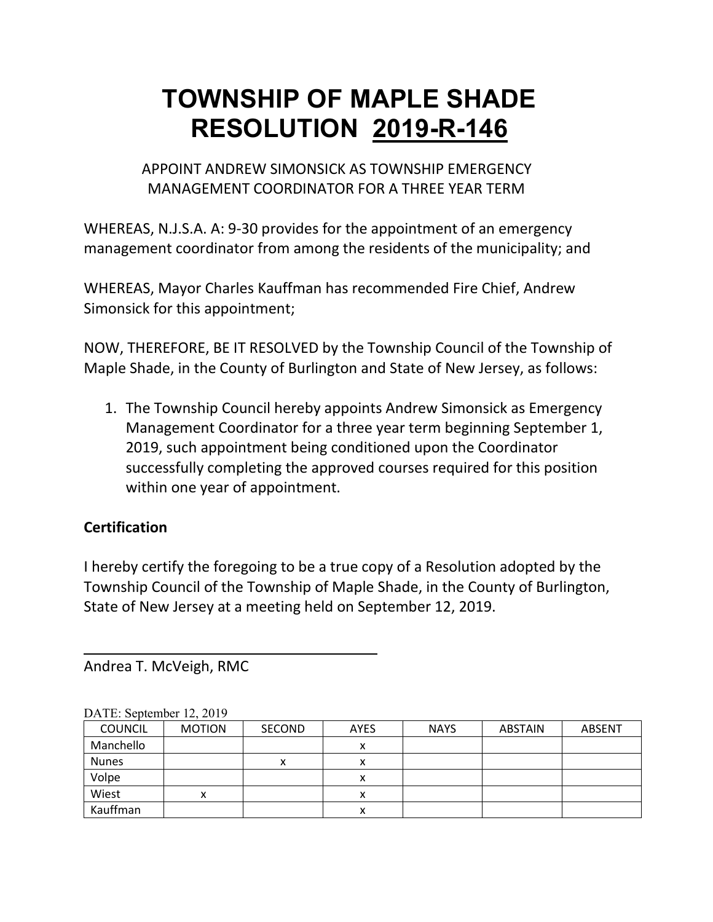# TOWNSHIP OF MAPLE SHADE
# RESOLUTION <u>2019-R-146</u>

APPOINT ANDREW SIMONSICK AS TOWNSHIP EMERGENCY MANAGEMENT COORDINATOR FOR A THREE YEAR TERM

WHEREAS, N.J.S.A. A: 9-30 provides for the appointment of an emergency management coordinator from among the residents of the municipality; and

WHEREAS, Mayor Charles Kauffman has recommended Fire Chief, Andrew Simonsick for this appointment;

NOW, THEREFORE, BE IT RESOLVED by the Township Council of the Township of Maple Shade, in the County of Burlington and State of New Jersey, as follows:

1. The Township Council hereby appoints Andrew Simonsick as Emergency Management Coordinator for a three year term beginning September 1, 2019, such appointment being conditioned upon the Coordinator successfully completing the approved courses required for this position within one year of appointment.

**Certification**

I hereby certify the foregoing to be a true copy of a Resolution adopted by the Township Council of the Township of Maple Shade, in the County of Burlington, State of New Jersey at a meeting held on September 12, 2019.

\_\_\_\_\_\_\_\_\_\_\_\_\_\_\_\_\_\_\_\_\_\_\_\_\_\_\_\_\_\_\_\_\_\_\_\_

Andrea T. McVeigh, RMC

DATE: September 12, 2019

| COUNCIL | MOTION | SECOND | AYES | NAYS | ABSTAIN | ABSENT |
|---|---|---|---|---|---|---|
| Manchello | | | x | | | |
| Nunes | | x | x | | | |
| Volpe | | | x | | | |
| Wiest | x | | x | | | |
| Kauffman | | | x | | | |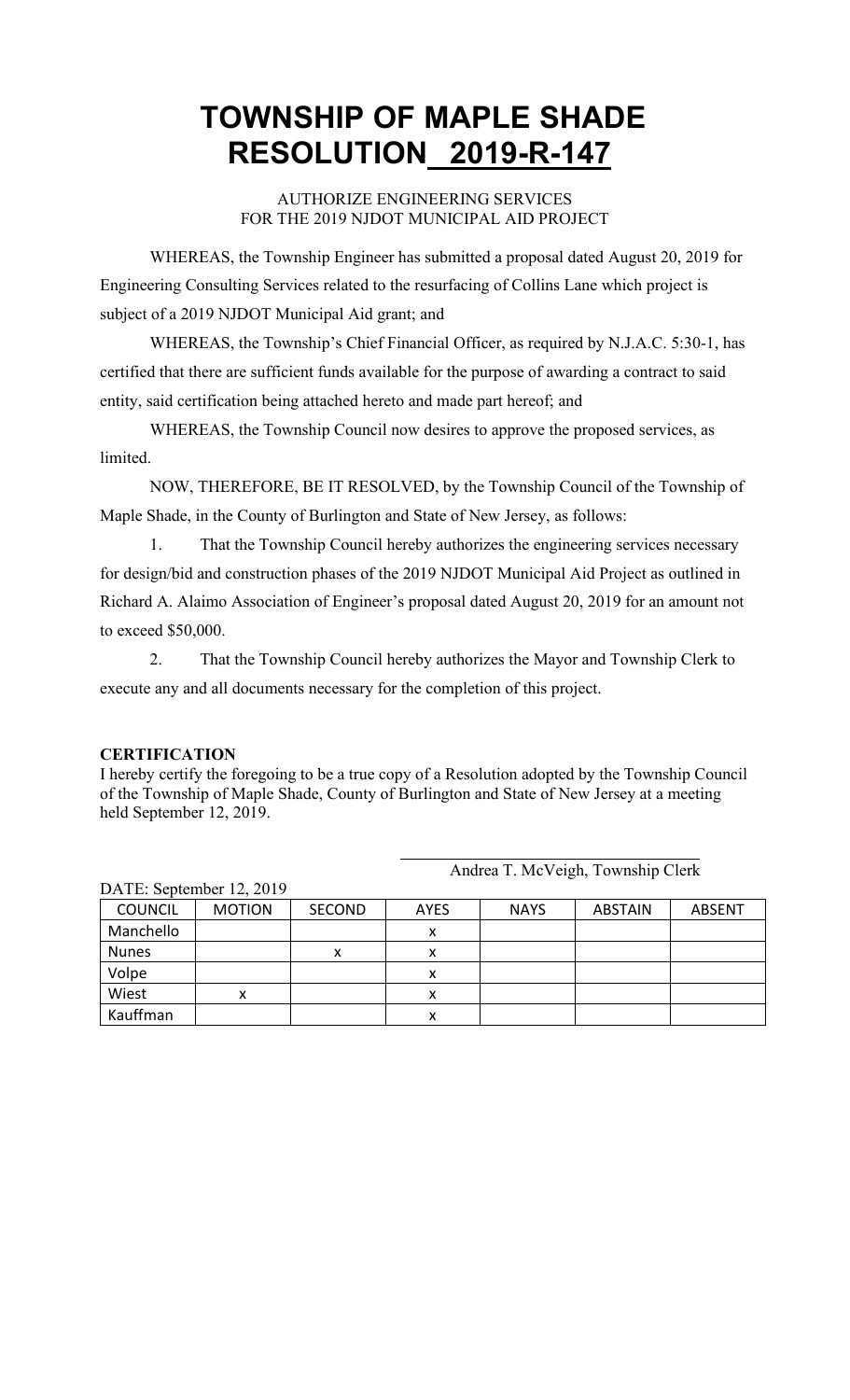# TOWNSHIP OF MAPLE SHADE
# RESOLUTION 2019-R-147

AUTHORIZE ENGINEERING SERVICES
FOR THE 2019 NJDOT MUNICIPAL AID PROJECT

WHEREAS, the Township Engineer has submitted a proposal dated August 20, 2019 for Engineering Consulting Services related to the resurfacing of Collins Lane which project is subject of a 2019 NJDOT Municipal Aid grant; and

WHEREAS, the Township's Chief Financial Officer, as required by N.J.A.C. 5:30-1, has certified that there are sufficient funds available for the purpose of awarding a contract to said entity, said certification being attached hereto and made part hereof; and

WHEREAS, the Township Council now desires to approve the proposed services, as limited.

NOW, THEREFORE, BE IT RESOLVED, by the Township Council of the Township of Maple Shade, in the County of Burlington and State of New Jersey, as follows:

1. That the Township Council hereby authorizes the engineering services necessary for design/bid and construction phases of the 2019 NJDOT Municipal Aid Project as outlined in Richard A. Alaimo Association of Engineer's proposal dated August 20, 2019 for an amount not to exceed $50,000.

2. That the Township Council hereby authorizes the Mayor and Township Clerk to execute any and all documents necessary for the completion of this project.

**CERTIFICATION**

I hereby certify the foregoing to be a true copy of a Resolution adopted by the Township Council of the Township of Maple Shade, County of Burlington and State of New Jersey at a meeting held September 12, 2019.

Andrea T. McVeigh, Township Clerk

DATE: September 12, 2019

| COUNCIL | MOTION | SECOND | AYES | NAYS | ABSTAIN | ABSENT |
|---|---|---|---|---|---|---|
| Manchello | | | x | | | |
| Nunes | | x | x | | | |
| Volpe | | | x | | | |
| Wiest | x | | x | | | |
| Kauffman | | | x | | | |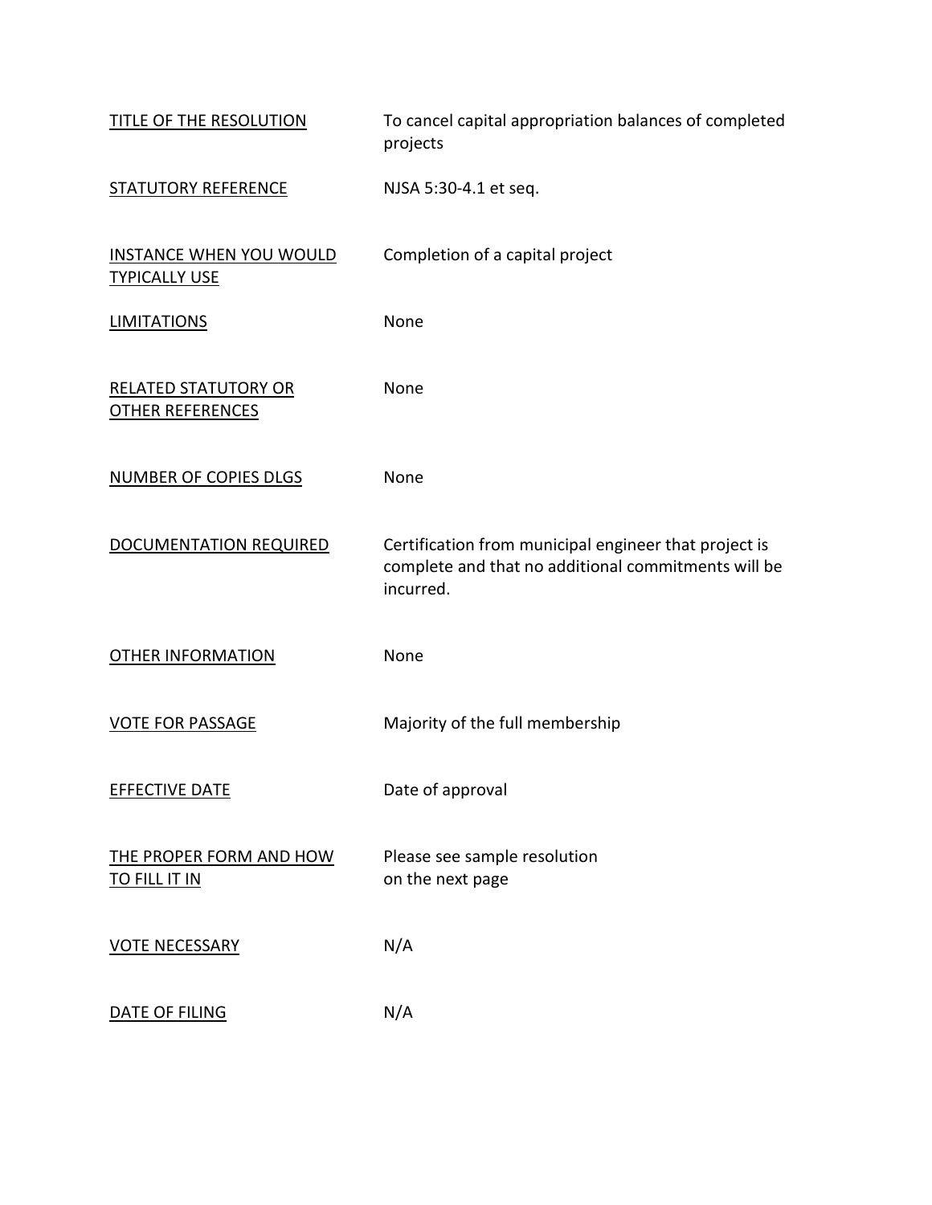| | |
|---|---|
| <u>TITLE OF THE RESOLUTION</u> | To cancel capital appropriation balances of completed projects |
| <u>STATUTORY REFERENCE</u> | NJSA 5:30-4.1 et seq. |
| <u>INSTANCE WHEN YOU WOULD TYPICALLY USE</u> | Completion of a capital project |
| <u>LIMITATIONS</u> | None |
| <u>RELATED STATUTORY OR OTHER REFERENCES</u> | None |
| <u>NUMBER OF COPIES DLGS</u> | None |
| <u>DOCUMENTATION REQUIRED</u> | Certification from municipal engineer that project is complete and that no additional commitments will be incurred. |
| <u>OTHER INFORMATION</u> | None |
| <u>VOTE FOR PASSAGE</u> | Majority of the full membership |
| <u>EFFECTIVE DATE</u> | Date of approval |
| <u>THE PROPER FORM AND HOW TO FILL IT IN</u> | Please see sample resolution on the next page |
| <u>VOTE NECESSARY</u> | N/A |
| <u>DATE OF FILING</u> | N/A |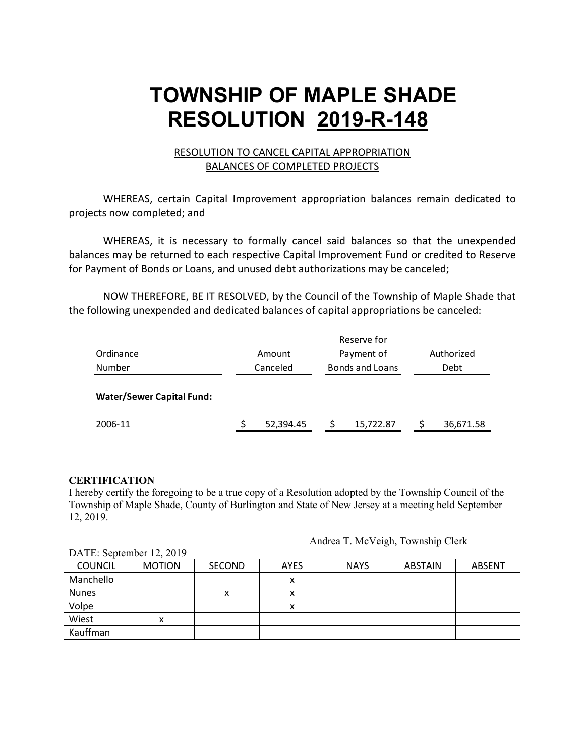# TOWNSHIP OF MAPLE SHADE
# RESOLUTION 2019-R-148

RESOLUTION TO CANCEL CAPITAL APPROPRIATION BALANCES OF COMPLETED PROJECTS

WHEREAS, certain Capital Improvement appropriation balances remain dedicated to projects now completed; and

WHEREAS, it is necessary to formally cancel said balances so that the unexpended balances may be returned to each respective Capital Improvement Fund or credited to Reserve for Payment of Bonds or Loans, and unused debt authorizations may be canceled;

NOW THEREFORE, BE IT RESOLVED, by the Council of the Township of Maple Shade that the following unexpended and dedicated balances of capital appropriations be canceled:

| Ordinance Number | Amount Canceled | Reserve for Payment of Bonds and Loans | Authorized Debt |
|---|---|---|---|
| **Water/Sewer Capital Fund:** | | | |
| 2006-11 | $ 52,394.45 | $ 15,722.87 | $ 36,671.58 |

**CERTIFICATION**

I hereby certify the foregoing to be a true copy of a Resolution adopted by the Township Council of the Township of Maple Shade, County of Burlington and State of New Jersey at a meeting held September 12, 2019.

Andrea T. McVeigh, Township Clerk

DATE: September 12, 2019

| COUNCIL | MOTION | SECOND | AYES | NAYS | ABSTAIN | ABSENT |
|---|---|---|---|---|---|---|
| Manchello | | | x | | | |
| Nunes | | x | x | | | |
| Volpe | | | x | | | |
| Wiest | x | | | | | |
| Kauffman | | | | | | |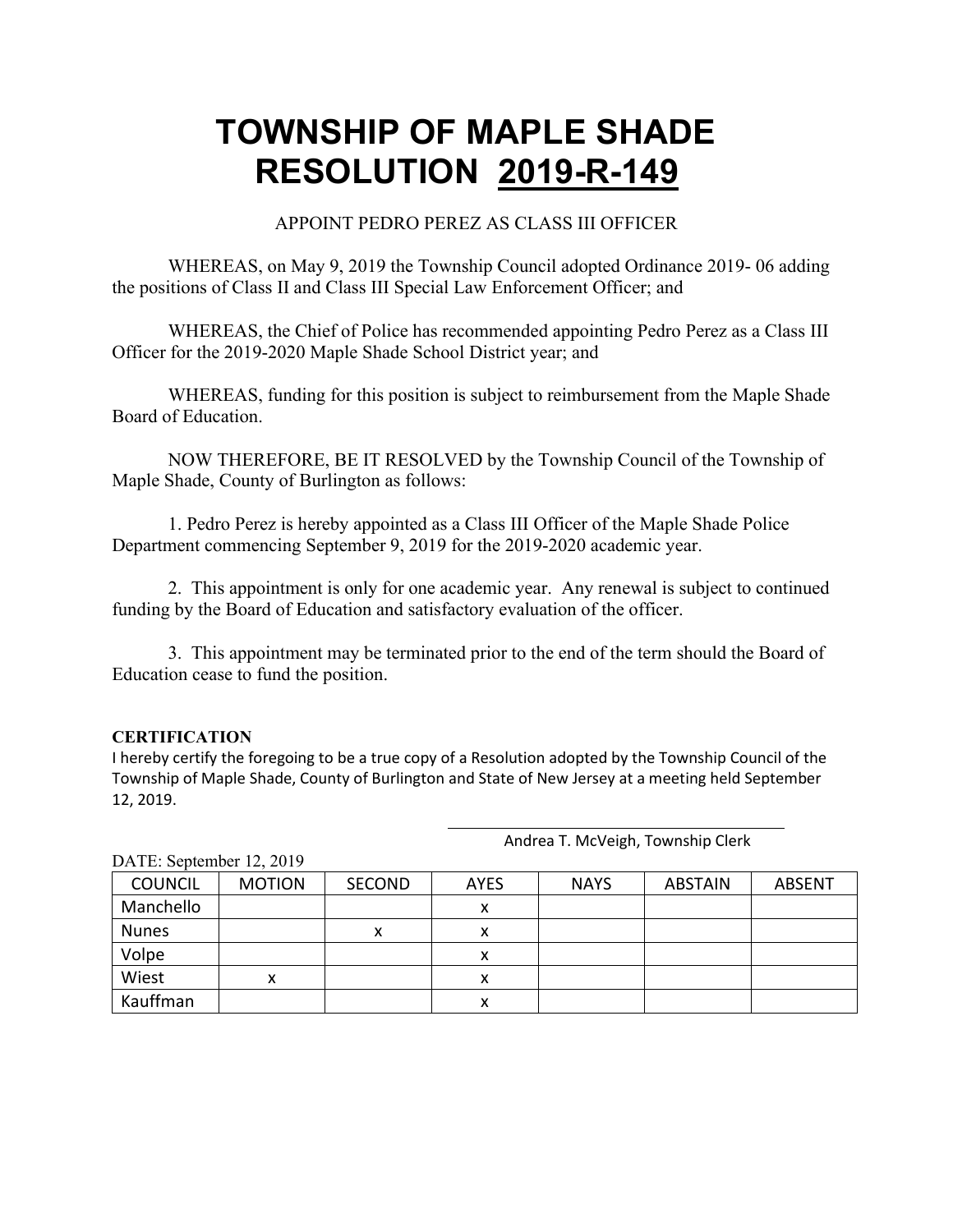# TOWNSHIP OF MAPLE SHADE
# RESOLUTION 2019-R-149

APPOINT PEDRO PEREZ AS CLASS III OFFICER

WHEREAS, on May 9, 2019 the Township Council adopted Ordinance 2019- 06 adding the positions of Class II and Class III Special Law Enforcement Officer; and

WHEREAS, the Chief of Police has recommended appointing Pedro Perez as a Class III Officer for the 2019-2020 Maple Shade School District year; and

WHEREAS, funding for this position is subject to reimbursement from the Maple Shade Board of Education.

NOW THEREFORE, BE IT RESOLVED by the Township Council of the Township of Maple Shade, County of Burlington as follows:

1. Pedro Perez is hereby appointed as a Class III Officer of the Maple Shade Police Department commencing September 9, 2019 for the 2019-2020 academic year.

2. This appointment is only for one academic year. Any renewal is subject to continued funding by the Board of Education and satisfactory evaluation of the officer.

3. This appointment may be terminated prior to the end of the term should the Board of Education cease to fund the position.

**CERTIFICATION**

I hereby certify the foregoing to be a true copy of a Resolution adopted by the Township Council of the Township of Maple Shade, County of Burlington and State of New Jersey at a meeting held September 12, 2019.

Andrea T. McVeigh, Township Clerk

DATE: September 12, 2019

| COUNCIL | MOTION | SECOND | AYES | NAYS | ABSTAIN | ABSENT |
|---|---|---|---|---|---|---|
| Manchello | | | x | | | |
| Nunes | | x | x | | | |
| Volpe | | | x | | | |
| Wiest | x | | x | | | |
| Kauffman | | | x | | | |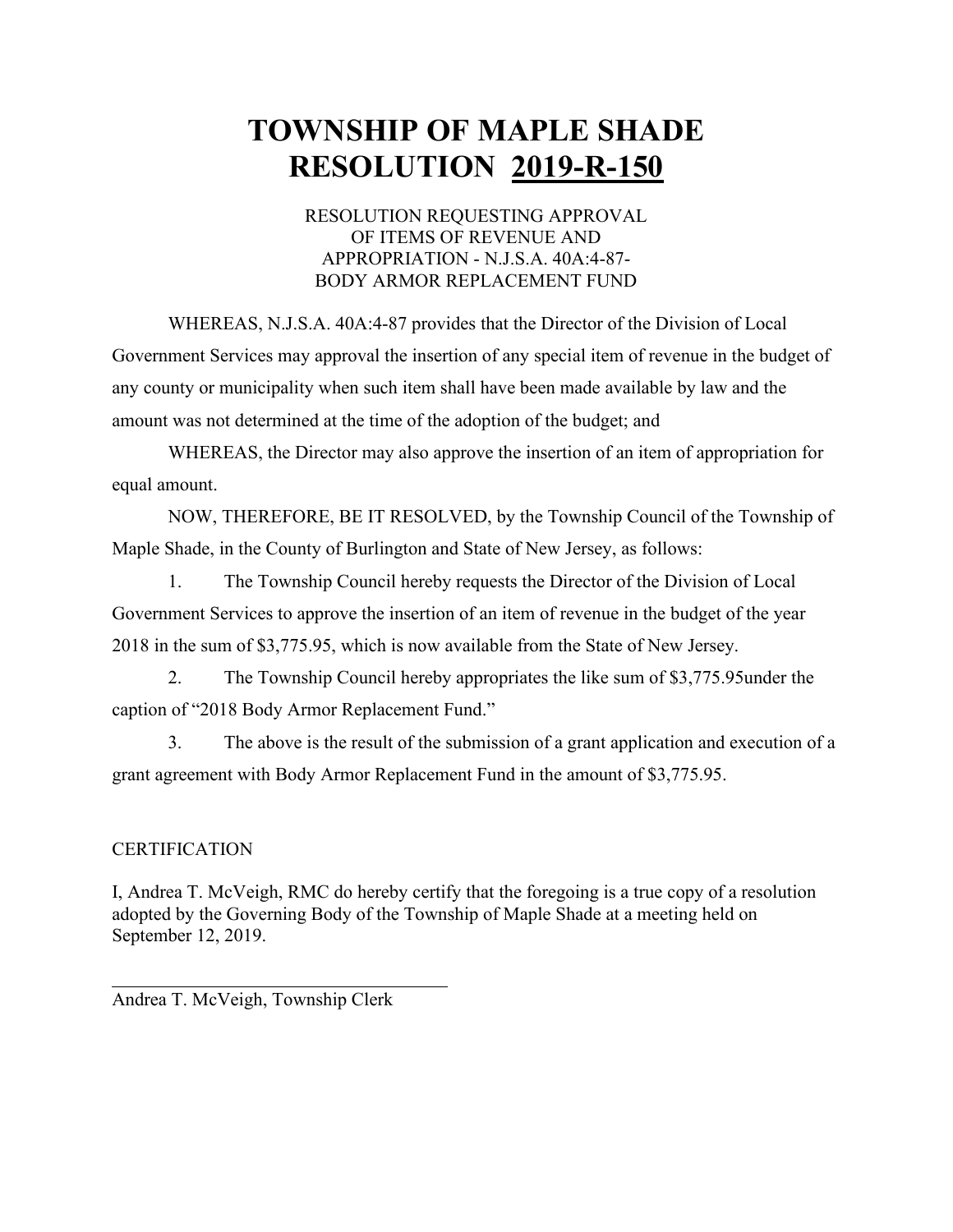# TOWNSHIP OF MAPLE SHADE
# RESOLUTION 2019-R-150

RESOLUTION REQUESTING APPROVAL
OF ITEMS OF REVENUE AND
APPROPRIATION - N.J.S.A. 40A:4-87-
BODY ARMOR REPLACEMENT FUND

WHEREAS, N.J.S.A. 40A:4-87 provides that the Director of the Division of Local Government Services may approval the insertion of any special item of revenue in the budget of any county or municipality when such item shall have been made available by law and the amount was not determined at the time of the adoption of the budget; and

WHEREAS, the Director may also approve the insertion of an item of appropriation for equal amount.

NOW, THEREFORE, BE IT RESOLVED, by the Township Council of the Township of Maple Shade, in the County of Burlington and State of New Jersey, as follows:

1. The Township Council hereby requests the Director of the Division of Local Government Services to approve the insertion of an item of revenue in the budget of the year 2018 in the sum of $3,775.95, which is now available from the State of New Jersey.

2. The Township Council hereby appropriates the like sum of $3,775.95under the caption of "2018 Body Armor Replacement Fund."

3. The above is the result of the submission of a grant application and execution of a grant agreement with Body Armor Replacement Fund in the amount of $3,775.95.

CERTIFICATION

I, Andrea T. McVeigh, RMC do hereby certify that the foregoing is a true copy of a resolution adopted by the Governing Body of the Township of Maple Shade at a meeting held on September 12, 2019.

______________________________________
Andrea T. McVeigh, Township Clerk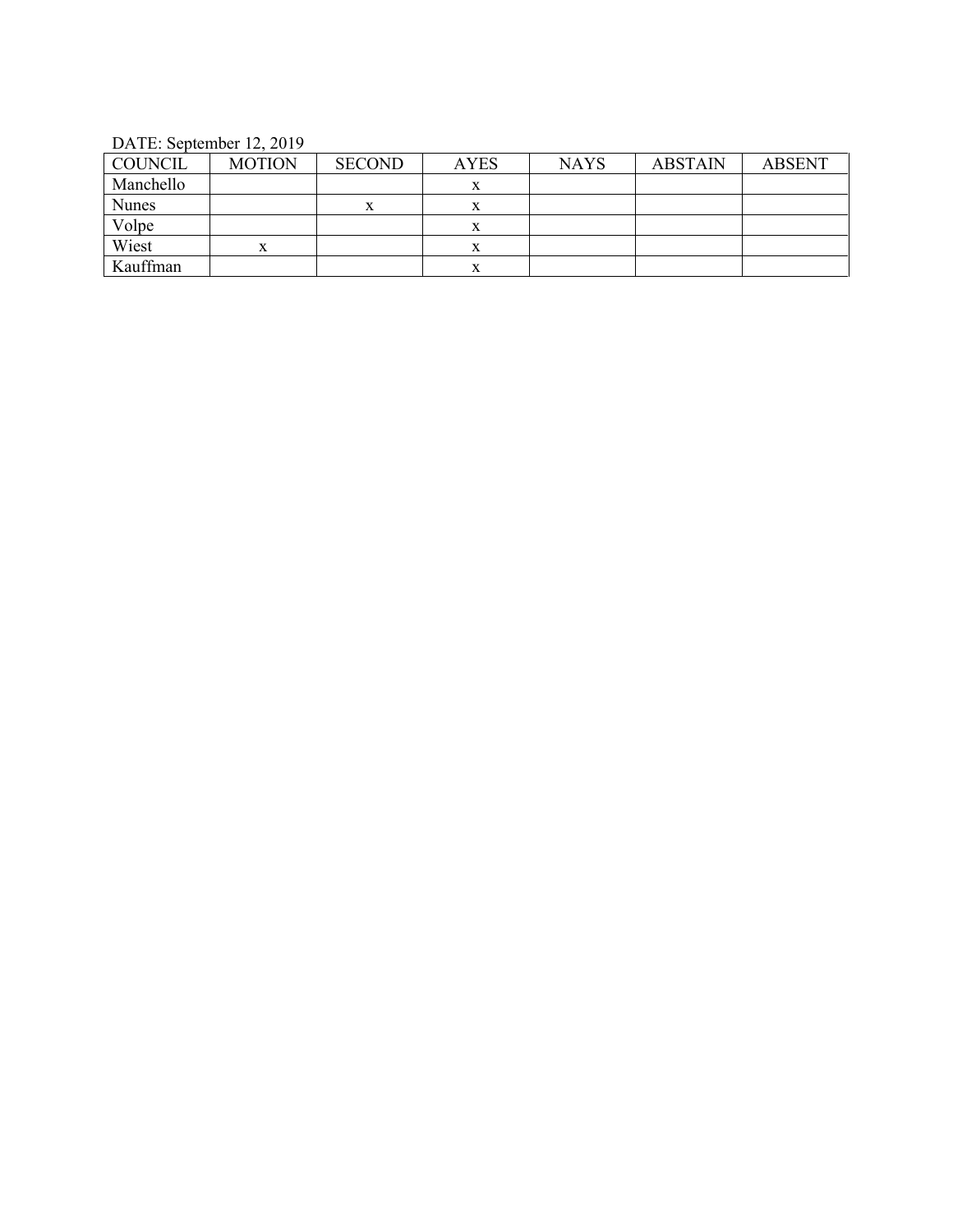DATE: September 12, 2019

| COUNCIL | MOTION | SECOND | AYES | NAYS | ABSTAIN | ABSENT |
|---|---|---|---|---|---|---|
| Manchello | | | x | | | |
| Nunes | | x | x | | | |
| Volpe | | | x | | | |
| Wiest | x | | x | | | |
| Kauffman | | | x | | | |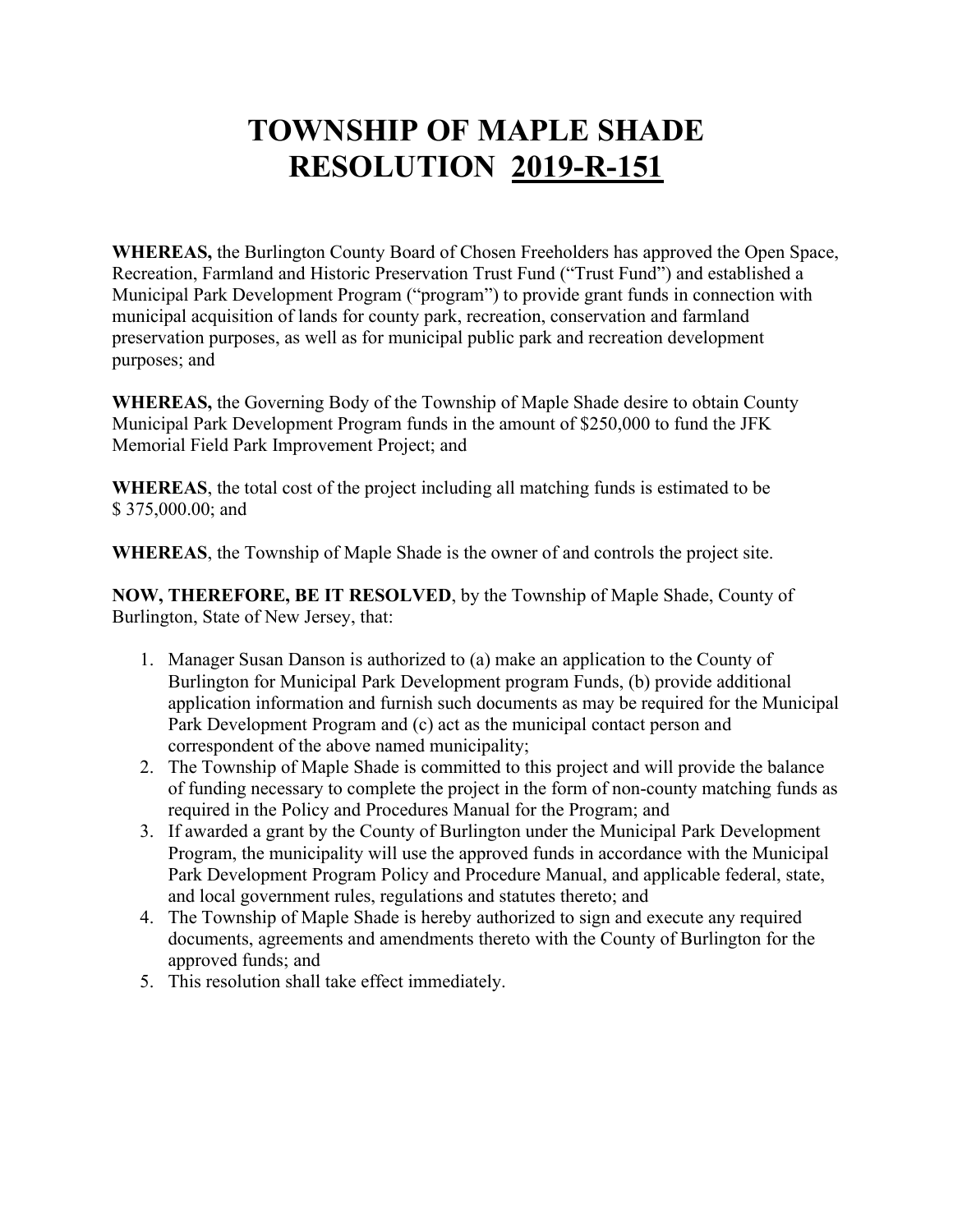# TOWNSHIP OF MAPLE SHADE
# RESOLUTION 2019-R-151

**WHEREAS,** the Burlington County Board of Chosen Freeholders has approved the Open Space, Recreation, Farmland and Historic Preservation Trust Fund ("Trust Fund") and established a Municipal Park Development Program ("program") to provide grant funds in connection with municipal acquisition of lands for county park, recreation, conservation and farmland preservation purposes, as well as for municipal public park and recreation development purposes; and

**WHEREAS,** the Governing Body of the Township of Maple Shade desire to obtain County Municipal Park Development Program funds in the amount of $250,000 to fund the JFK Memorial Field Park Improvement Project; and

**WHEREAS**, the total cost of the project including all matching funds is estimated to be $ 375,000.00; and

**WHEREAS**, the Township of Maple Shade is the owner of and controls the project site.

**NOW, THEREFORE, BE IT RESOLVED**, by the Township of Maple Shade, County of Burlington, State of New Jersey, that:

1. Manager Susan Danson is authorized to (a) make an application to the County of Burlington for Municipal Park Development program Funds, (b) provide additional application information and furnish such documents as may be required for the Municipal Park Development Program and (c) act as the municipal contact person and correspondent of the above named municipality;
2. The Township of Maple Shade is committed to this project and will provide the balance of funding necessary to complete the project in the form of non-county matching funds as required in the Policy and Procedures Manual for the Program; and
3. If awarded a grant by the County of Burlington under the Municipal Park Development Program, the municipality will use the approved funds in accordance with the Municipal Park Development Program Policy and Procedure Manual, and applicable federal, state, and local government rules, regulations and statutes thereto; and
4. The Township of Maple Shade is hereby authorized to sign and execute any required documents, agreements and amendments thereto with the County of Burlington for the approved funds; and
5. This resolution shall take effect immediately.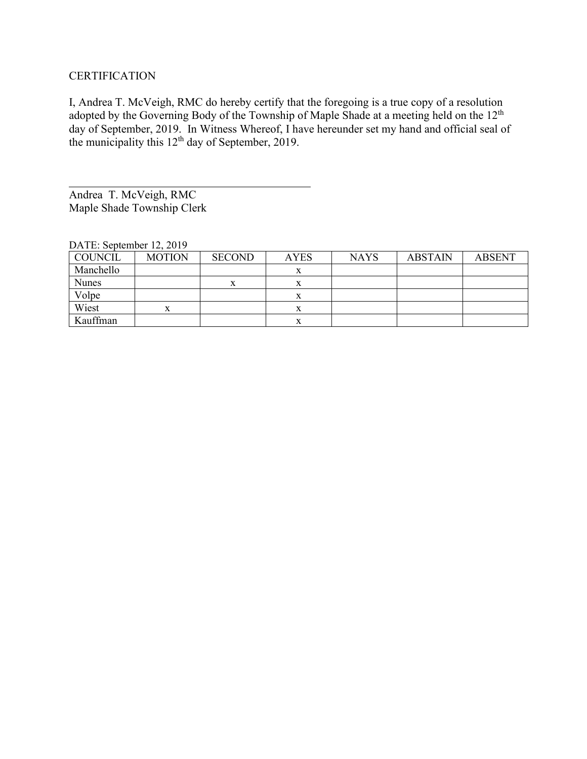CERTIFICATION

I, Andrea T. McVeigh, RMC do hereby certify that the foregoing is a true copy of a resolution adopted by the Governing Body of the Township of Maple Shade at a meeting held on the 12th day of September, 2019. In Witness Whereof, I have hereunder set my hand and official seal of the municipality this 12th day of September, 2019.

\_\_\_\_\_\_\_\_\_\_\_\_\_\_\_\_\_\_\_\_\_\_\_\_\_\_\_\_\_\_\_\_\_\_\_\_\_\_\_\_\_\_\_\_
Andrea T. McVeigh, RMC
Maple Shade Township Clerk

DATE: September 12, 2019

| COUNCIL | MOTION | SECOND | AYES | NAYS | ABSTAIN | ABSENT |
|---|---|---|---|---|---|---|
| Manchello | | | x | | | |
| Nunes | | x | x | | | |
| Volpe | | | x | | | |
| Wiest | x | | x | | | |
| Kauffman | | | x | | | |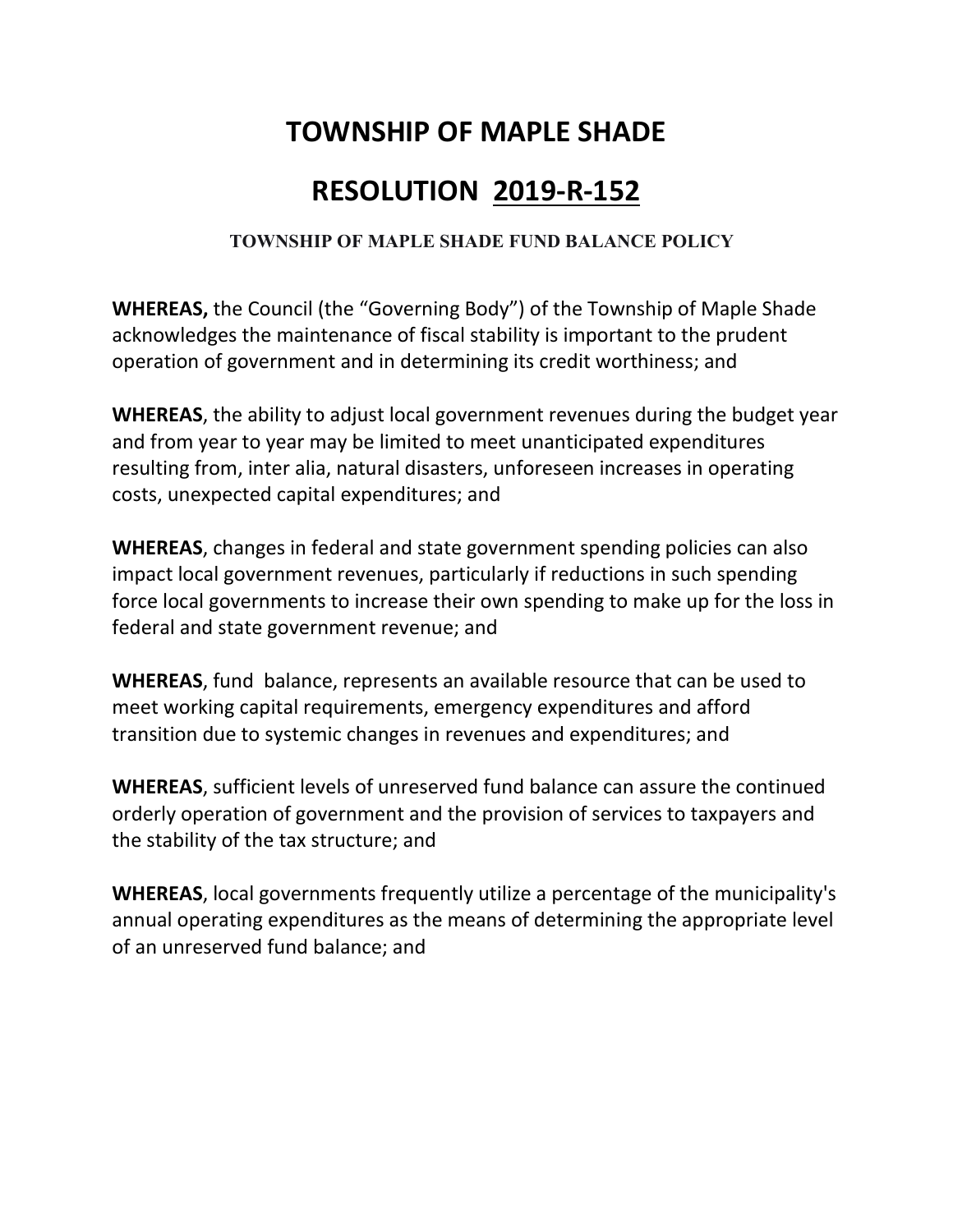# TOWNSHIP OF MAPLE SHADE

# RESOLUTION 2019-R-152

### TOWNSHIP OF MAPLE SHADE FUND BALANCE POLICY

**WHEREAS,** the Council (the "Governing Body") of the Township of Maple Shade acknowledges the maintenance of fiscal stability is important to the prudent operation of government and in determining its credit worthiness; and

**WHEREAS**, the ability to adjust local government revenues during the budget year and from year to year may be limited to meet unanticipated expenditures resulting from, inter alia, natural disasters, unforeseen increases in operating costs, unexpected capital expenditures; and

**WHEREAS**, changes in federal and state government spending policies can also impact local government revenues, particularly if reductions in such spending force local governments to increase their own spending to make up for the loss in federal and state government revenue; and

**WHEREAS**, fund balance, represents an available resource that can be used to meet working capital requirements, emergency expenditures and afford transition due to systemic changes in revenues and expenditures; and

**WHEREAS**, sufficient levels of unreserved fund balance can assure the continued orderly operation of government and the provision of services to taxpayers and the stability of the tax structure; and

**WHEREAS**, local governments frequently utilize a percentage of the municipality's annual operating expenditures as the means of determining the appropriate level of an unreserved fund balance; and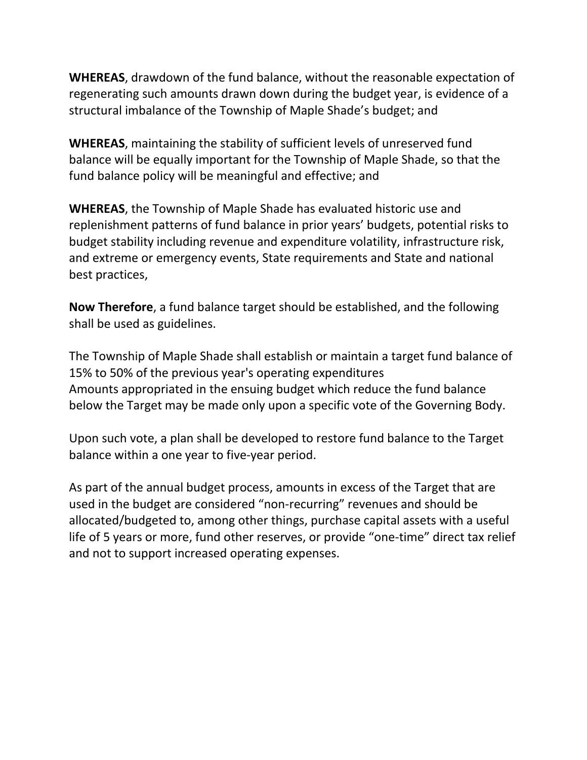**WHEREAS**, drawdown of the fund balance, without the reasonable expectation of regenerating such amounts drawn down during the budget year, is evidence of a structural imbalance of the Township of Maple Shade's budget; and

**WHEREAS**, maintaining the stability of sufficient levels of unreserved fund balance will be equally important for the Township of Maple Shade, so that the fund balance policy will be meaningful and effective; and

**WHEREAS**, the Township of Maple Shade has evaluated historic use and replenishment patterns of fund balance in prior years' budgets, potential risks to budget stability including revenue and expenditure volatility, infrastructure risk, and extreme or emergency events, State requirements and State and national best practices,

**Now Therefore**, a fund balance target should be established, and the following shall be used as guidelines.

The Township of Maple Shade shall establish or maintain a target fund balance of 15% to 50% of the previous year's operating expenditures
Amounts appropriated in the ensuing budget which reduce the fund balance below the Target may be made only upon a specific vote of the Governing Body.

Upon such vote, a plan shall be developed to restore fund balance to the Target balance within a one year to five-year period.

As part of the annual budget process, amounts in excess of the Target that are used in the budget are considered "non-recurring" revenues and should be allocated/budgeted to, among other things, purchase capital assets with a useful life of 5 years or more, fund other reserves, or provide "one-time" direct tax relief and not to support increased operating expenses.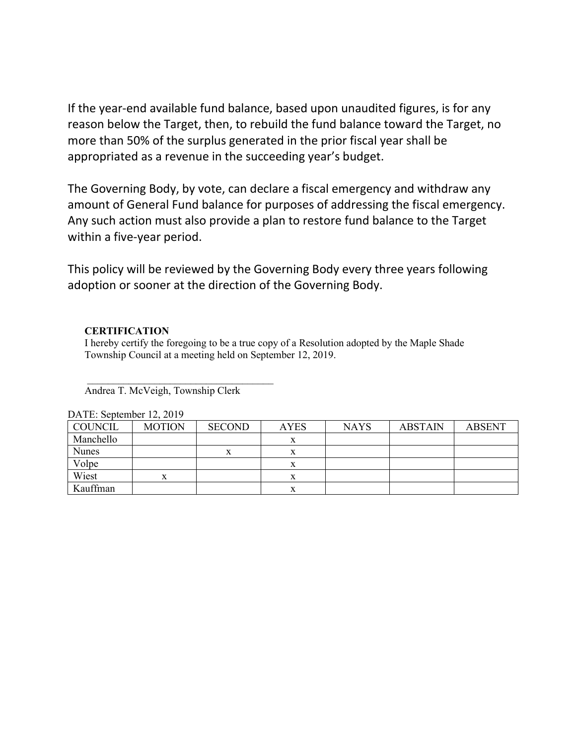If the year-end available fund balance, based upon unaudited figures, is for any reason below the Target, then, to rebuild the fund balance toward the Target, no more than 50% of the surplus generated in the prior fiscal year shall be appropriated as a revenue in the succeeding year's budget.

The Governing Body, by vote, can declare a fiscal emergency and withdraw any amount of General Fund balance for purposes of addressing the fiscal emergency. Any such action must also provide a plan to restore fund balance to the Target within a five-year period.

This policy will be reviewed by the Governing Body every three years following adoption or sooner at the direction of the Governing Body.

**CERTIFICATION**

I hereby certify the foregoing to be a true copy of a Resolution adopted by the Maple Shade Township Council at a meeting held on September 12, 2019.

\_\_\_\_\_\_\_\_\_\_\_\_\_\_\_\_\_\_\_\_\_\_\_\_\_\_\_\_\_\_\_\_\_\_\_\_\_

Andrea T. McVeigh, Township Clerk

DATE: September 12, 2019

| COUNCIL | MOTION | SECOND | AYES | NAYS | ABSTAIN | ABSENT |
|---|---|---|---|---|---|---|
| Manchello | | | x | | | |
| Nunes | | x | x | | | |
| Volpe | | | x | | | |
| Wiest | x | | x | | | |
| Kauffman | | | x | | | |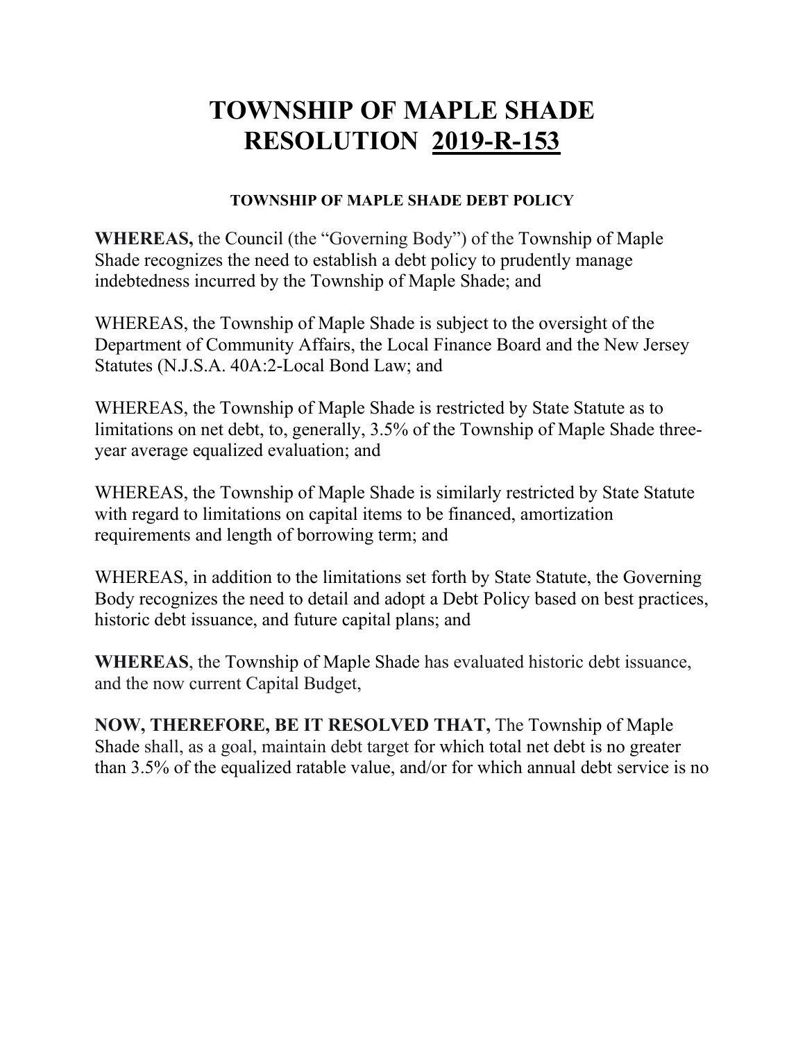# TOWNSHIP OF MAPLE SHADE RESOLUTION 2019-R-153

**TOWNSHIP OF MAPLE SHADE DEBT POLICY**

**WHEREAS,** the Council (the "Governing Body") of the Township of Maple Shade recognizes the need to establish a debt policy to prudently manage indebtedness incurred by the Township of Maple Shade; and

WHEREAS, the Township of Maple Shade is subject to the oversight of the Department of Community Affairs, the Local Finance Board and the New Jersey Statutes (N.J.S.A. 40A:2-Local Bond Law; and

WHEREAS, the Township of Maple Shade is restricted by State Statute as to limitations on net debt, to, generally, 3.5% of the Township of Maple Shade three-year average equalized evaluation; and

WHEREAS, the Township of Maple Shade is similarly restricted by State Statute with regard to limitations on capital items to be financed, amortization requirements and length of borrowing term; and

WHEREAS, in addition to the limitations set forth by State Statute, the Governing Body recognizes the need to detail and adopt a Debt Policy based on best practices, historic debt issuance, and future capital plans; and

**WHEREAS**, the Township of Maple Shade has evaluated historic debt issuance, and the now current Capital Budget,

**NOW, THEREFORE, BE IT RESOLVED THAT,** The Township of Maple Shade shall, as a goal, maintain debt target for which total net debt is no greater than 3.5% of the equalized ratable value, and/or for which annual debt service is no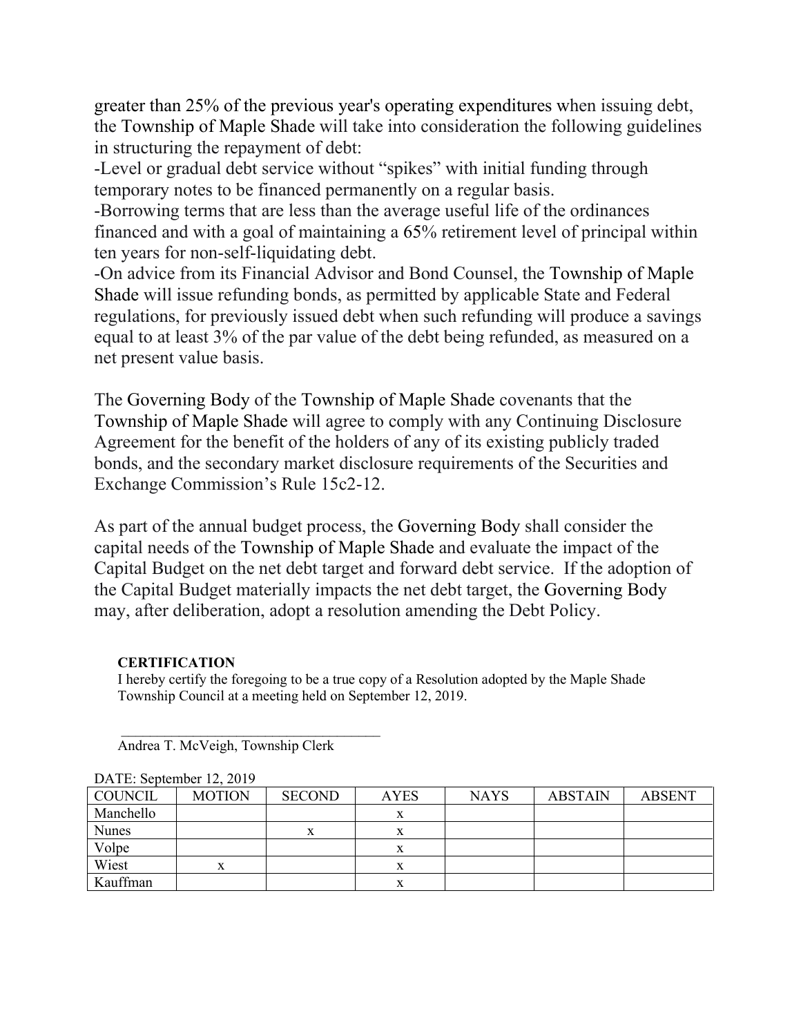greater than 25% of the previous year's operating expenditures when issuing debt, the Township of Maple Shade will take into consideration the following guidelines in structuring the repayment of debt:

-Level or gradual debt service without "spikes" with initial funding through temporary notes to be financed permanently on a regular basis.

-Borrowing terms that are less than the average useful life of the ordinances financed and with a goal of maintaining a 65% retirement level of principal within ten years for non-self-liquidating debt.

-On advice from its Financial Advisor and Bond Counsel, the Township of Maple Shade will issue refunding bonds, as permitted by applicable State and Federal regulations, for previously issued debt when such refunding will produce a savings equal to at least 3% of the par value of the debt being refunded, as measured on a net present value basis.

The Governing Body of the Township of Maple Shade covenants that the Township of Maple Shade will agree to comply with any Continuing Disclosure Agreement for the benefit of the holders of any of its existing publicly traded bonds, and the secondary market disclosure requirements of the Securities and Exchange Commission's Rule 15c2-12.

As part of the annual budget process, the Governing Body shall consider the capital needs of the Township of Maple Shade and evaluate the impact of the Capital Budget on the net debt target and forward debt service. If the adoption of the Capital Budget materially impacts the net debt target, the Governing Body may, after deliberation, adopt a resolution amending the Debt Policy.

**CERTIFICATION**

I hereby certify the foregoing to be a true copy of a Resolution adopted by the Maple Shade Township Council at a meeting held on September 12, 2019.

\_\_\_\_\_\_\_\_\_\_\_\_\_\_\_\_\_\_\_\_\_\_\_\_\_\_\_\_\_\_\_\_\_\_\_

Andrea T. McVeigh, Township Clerk

DATE: September 12, 2019

| COUNCIL | MOTION | SECOND | AYES | NAYS | ABSTAIN | ABSENT |
|---|---|---|---|---|---|---|
| Manchello | | | x | | | |
| Nunes | | x | x | | | |
| Volpe | | | x | | | |
| Wiest | x | | x | | | |
| Kauffman | | | x | | | |